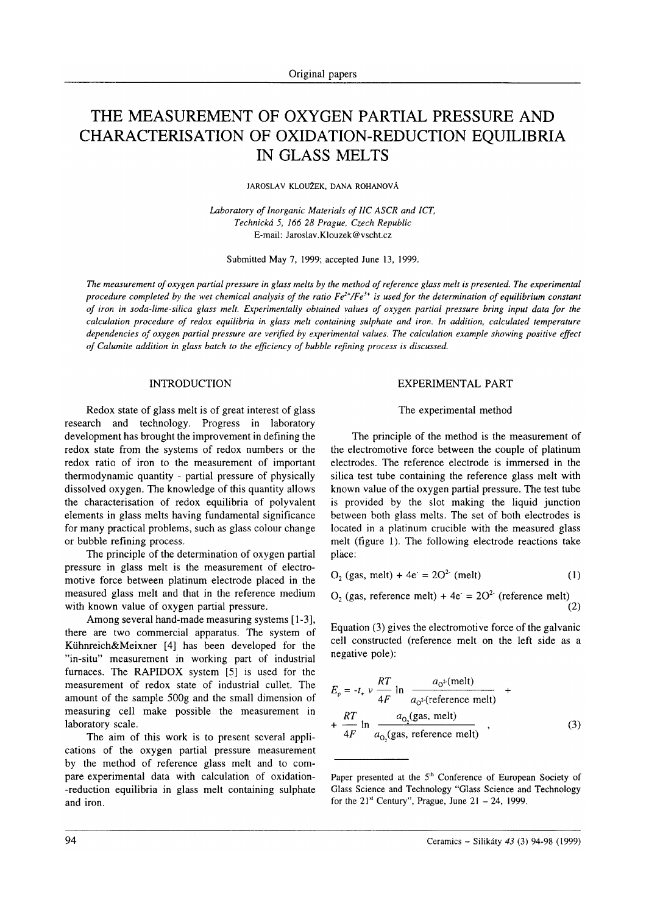# THE MEASUREMENT OF OXYGEN PARTIAL PRESSURE AND CHARACTERISATION OF OXIDATION-REDUCTION EQUILIBRIA IN GLASS MELTS

JAROSLAV KLOUŽEK, DANA ROHANOVÁ

*Laboratory of Inorganic Materials of IIC ASCR and ICT,*
*Technická 5, 166 28 Prague, Czech Republic*
E-mail: Jaroslav.Klouzek@vscht.cz

Submitted May 7, 1999; accepted June 13, 1999.

*The measurement of oxygen partial pressure in glass melts by the method of reference glass melt is presented. The experimental procedure completed by the wet chemical analysis of the ratio $Fe^{2+}/Fe^{3+}$ is used for the determination of equilibrium constant of iron in soda-lime-silica glass melt. Experimentally obtained values of oxygen partial pressure bring input data for the calculation procedure of redox equilibria in glass melt containing sulphate and iron. In addition, calculated temperature dependencies of oxygen partial pressure are verified by experimental values. The calculation example showing positive effect of Calumite addition in glass batch to the efficiency of bubble refining process is discussed.*

## INTRODUCTION

Redox state of glass melt is of great interest of glass research and technology. Progress in laboratory development has brought the improvement in defining the redox state from the systems of redox numbers or the redox ratio of iron to the measurement of important thermodynamic quantity - partial pressure of physically dissolved oxygen. The knowledge of this quantity allows the characterisation of redox equilibria of polyvalent elements in glass melts having fundamental significance for many practical problems, such as glass colour change or bubble refining process.

The principle of the determination of oxygen partial pressure in glass melt is the measurement of electromotive force between platinum electrode placed in the measured glass melt and that in the reference medium with known value of oxygen partial pressure.

Among several hand-made measuring systems [1-3], there are two commercial apparatus. The system of Kühnreich&Meixner [4] has been developed for the "in-situ" measurement in working part of industrial furnaces. The RAPIDOX system [5] is used for the measurement of redox state of industrial cullet. The amount of the sample 500g and the small dimension of measuring cell make possible the measurement in laboratory scale.

The aim of this work is to present several applications of the oxygen partial pressure measurement by the method of reference glass melt and to compare experimental data with calculation of oxidation-reduction equilibria in glass melt containing sulphate and iron.

## EXPERIMENTAL PART

### The experimental method

The principle of the method is the measurement of the electromotive force between the couple of platinum electrodes. The reference electrode is immersed in the silica test tube containing the reference glass melt with known value of the oxygen partial pressure. The test tube is provided by the slot making the liquid junction between both glass melts. The set of both electrodes is located in a platinum crucible with the measured glass melt (figure 1). The following electrode reactions take place:

$$O_2 \text{ (gas, melt)} + 4e^- = 2O^{2-} \text{ (melt)} \tag{1}$$

$$O_2 \text{ (gas, reference melt)} + 4e^- = 2O^{2-} \text{ (reference melt)} \tag{2}$$

Equation (3) gives the electromotive force of the galvanic cell constructed (reference melt on the left side as a negative pole):

$$E_p = -t_+ \, v \, \frac{RT}{4F} \ln \frac{a_{O^{2-}}(\text{melt})}{a_{O^{2-}}(\text{reference melt})} + \frac{RT}{4F} \ln \frac{a_{O_2}(\text{gas, melt})}{a_{O_2}(\text{gas, reference melt})} \,, \tag{3}$$

---

Paper presented at the 5th Conference of European Society of Glass Science and Technology "Glass Science and Technology for the 21st Century", Prague, June 21 – 24, 1999.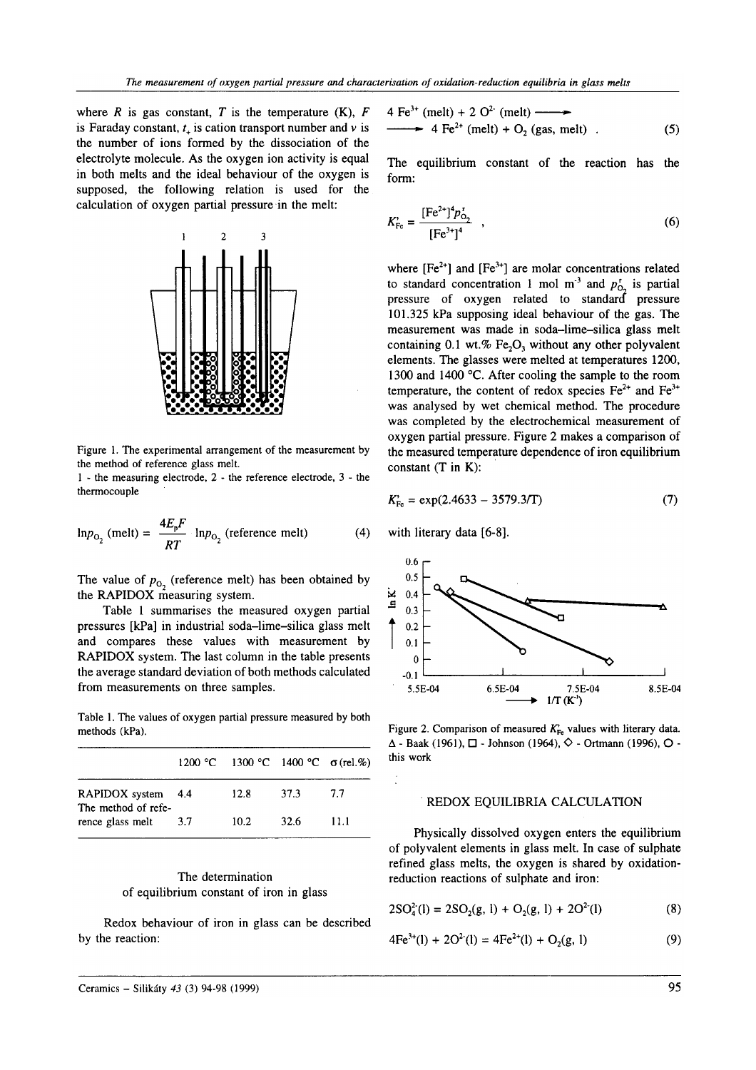where $R$ is gas constant, $T$ is the temperature (K), $F$ is Faraday constant, $t_+$ is cation transport number and $\nu$ is the number of ions formed by the dissociation of the electrolyte molecule. As the oxygen ion activity is equal in both melts and the ideal behaviour of the oxygen is supposed, the following relation is used for the calculation of oxygen partial pressure in the melt:

Figure 1. The experimental arrangement of the measurement by the method of reference glass melt.
1 - the measuring electrode, 2 - the reference electrode, 3 - the thermocouple

$$\ln p_{O_2}\text{ (melt)} = \frac{4E_pF}{RT}\ \ln p_{O_2}\text{ (reference melt)} \qquad (4)$$

The value of $p_{O_2}$ (reference melt) has been obtained by the RAPIDOX measuring system.

Table 1 summarises the measured oxygen partial pressures [kPa] in industrial soda–lime–silica glass melt and compares these values with measurement by RAPIDOX system. The last column in the table presents the average standard deviation of both methods calculated from measurements on three samples.

Table 1. The values of oxygen partial pressure measured by both methods (kPa).

| | 1200 °C | 1300 °C | 1400 °C | σ (rel.%) |
|---|---|---|---|---|
| RAPIDOX system | 4.4 | 12.8 | 37.3 | 7.7 |
| The method of reference glass melt | 3.7 | 10.2 | 32.6 | 11.1 |

## The determination of equilibrium constant of iron in glass

Redox behaviour of iron in glass can be described by the reaction:

$$4\ Fe^{3+}\text{ (melt)} + 2\ O^{2-}\text{ (melt)} \longrightarrow 4\ Fe^{2+}\text{ (melt)} + O_2\text{ (gas, melt)} . \qquad (5)$$

The equilibrium constant of the reaction has the form:

$$K'_{Fe} = \frac{[Fe^{2+}]^4 p^r_{O_2}}{[Fe^{3+}]^4} , \qquad (6)$$

where $[Fe^{2+}]$ and $[Fe^{3+}]$ are molar concentrations related to standard concentration 1 mol m$^{-3}$ and $p^r_{O_2}$ is partial pressure of oxygen related to standard pressure 101.325 kPa supposing ideal behaviour of the gas. The measurement was made in soda–lime–silica glass melt containing 0.1 wt.% $Fe_2O_3$ without any other polyvalent elements. The glasses were melted at temperatures 1200, 1300 and 1400 °C. After cooling the sample to the room temperature, the content of redox species $Fe^{2+}$ and $Fe^{3+}$ was analysed by wet chemical method. The procedure was completed by the electrochemical measurement of oxygen partial pressure. Figure 2 makes a comparison of the measured temperature dependence of iron equilibrium constant (T in K):

$$K'_{Fe} = \exp(2.4633 - 3579.3/T) \qquad (7)$$

with literary data [6-8].

Figure 2. Comparison of measured $K'_{Fe}$ values with literary data. Δ - Baak (1961), □ - Johnson (1964), ◇ - Ortmann (1996), O - this work

## REDOX EQUILIBRIA CALCULATION

Physically dissolved oxygen enters the equilibrium of polyvalent elements in glass melt. In case of sulphate refined glass melts, the oxygen is shared by oxidation-reduction reactions of sulphate and iron:

$$2SO_4^{2-}(l) = 2SO_2(g, l) + O_2(g, l) + 2O^{2-}(l) \qquad (8)$$

$$4Fe^{3+}(l) + 2O^{2-}(l) = 4Fe^{2+}(l) + O_2(g, l) \qquad (9)$$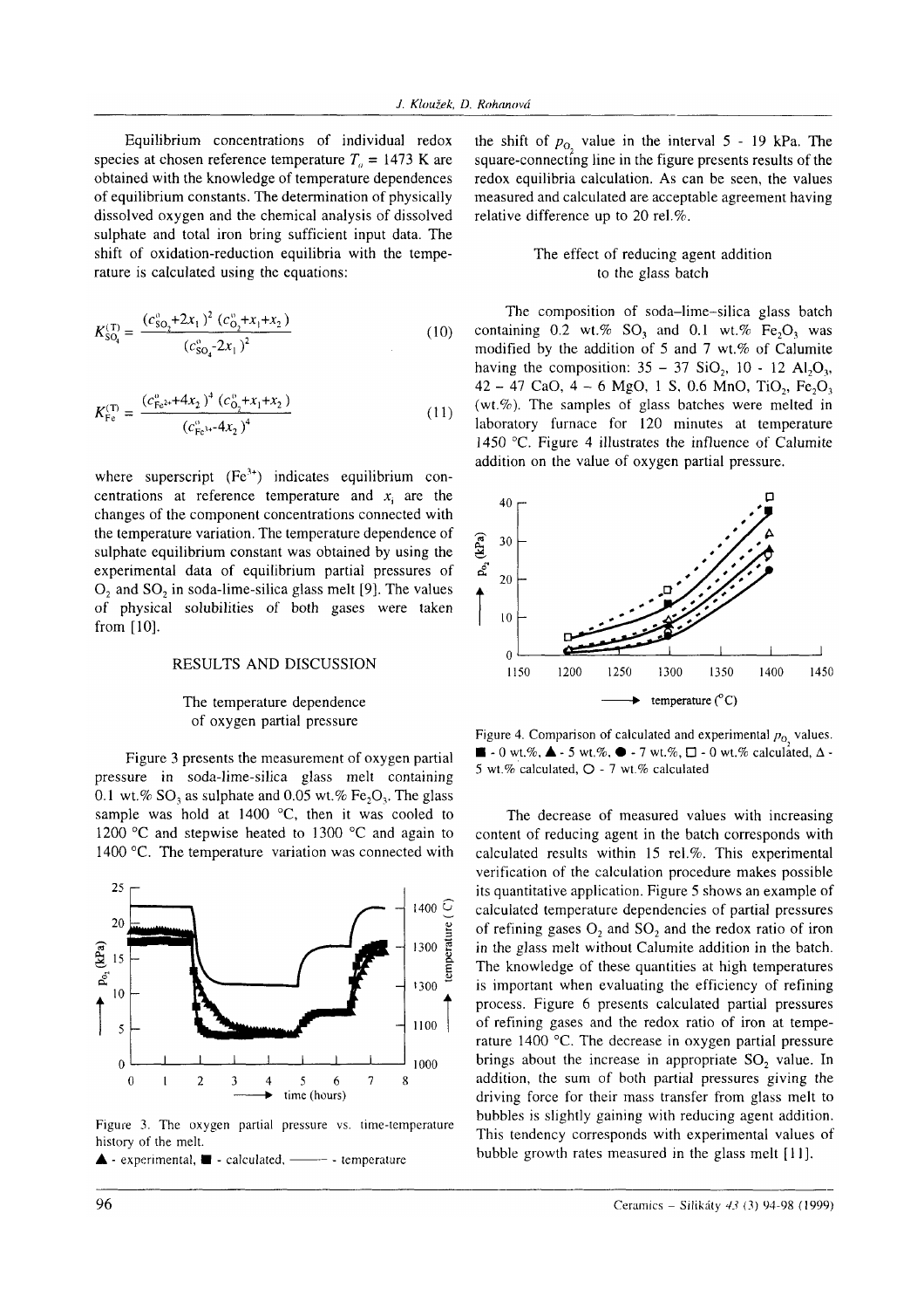Equilibrium concentrations of individual redox species at chosen reference temperature $T_o = 1473$ K are obtained with the knowledge of temperature dependences of equilibrium constants. The determination of physically dissolved oxygen and the chemical analysis of dissolved sulphate and total iron bring sufficient input data. The shift of oxidation-reduction equilibria with the temperature is calculated using the equations:

$$K_{SO_4}^{(T)} = \frac{(c_{SO_2}^o + 2x_1)^2\,(c_{O_2}^o + x_1 + x_2)}{(c_{SO_4}^o - 2x_1)^2} \tag{10}$$

$$K_{Fe}^{(T)} = \frac{(c_{Fe^{2+}}^o + 4x_2)^4\,(c_{O_2}^o + x_1 + x_2)}{(c_{Fe^{3+}}^o - 4x_2)^4} \tag{11}$$

where superscript ($Fe^{3+}$) indicates equilibrium concentrations at reference temperature and $x_i$ are the changes of the component concentrations connected with the temperature variation. The temperature dependence of sulphate equilibrium constant was obtained by using the experimental data of equilibrium partial pressures of $O_2$ and $SO_2$ in soda-lime-silica glass melt [9]. The values of physical solubilities of both gases were taken from [10].

## RESULTS AND DISCUSSION

### The temperature dependence of oxygen partial pressure

Figure 3 presents the measurement of oxygen partial pressure in soda-lime-silica glass melt containing 0.1 wt.% $SO_3$ as sulphate and 0.05 wt.% $Fe_2O_3$. The glass sample was hold at 1400 °C, then it was cooled to 1200 °C and stepwise heated to 1300 °C and again to 1400 °C. The temperature variation was connected with the shift of $p_{O_2}$ value in the interval 5 - 19 kPa. The square-connecting line in the figure presents results of the redox equilibria calculation. As can be seen, the values measured and calculated are acceptable agreement having relative difference up to 20 rel.%.

Figure 3. The oxygen partial pressure vs. time-temperature history of the melt.
▲ - experimental, ■ - calculated, ——— - temperature

### The effect of reducing agent addition to the glass batch

The composition of soda-lime-silica glass batch containing 0.2 wt.% $SO_3$ and 0.1 wt.% $Fe_2O_3$ was modified by the addition of 5 and 7 wt.% of Calumite having the composition: 35 - 37 $SiO_2$, 10 - 12 $Al_2O_3$, 42 - 47 CaO, 4 - 6 MgO, 1 S, 0.6 MnO, $TiO_2$, $Fe_2O_3$ (wt.%). The samples of glass batches were melted in laboratory furnace for 120 minutes at temperature 1450 °C. Figure 4 illustrates the influence of Calumite addition on the value of oxygen partial pressure.

Figure 4. Comparison of calculated and experimental $p_{O_2}$ values. ■ - 0 wt.%, ▲ - 5 wt.%, ● - 7 wt.%, □ - 0 wt.% calculated, Δ - 5 wt.% calculated, ○ - 7 wt.% calculated

The decrease of measured values with increasing content of reducing agent in the batch corresponds with calculated results within 15 rel.%. This experimental verification of the calculation procedure makes possible its quantitative application. Figure 5 shows an example of calculated temperature dependencies of partial pressures of refining gases $O_2$ and $SO_2$ and the redox ratio of iron in the glass melt without Calumite addition in the batch. The knowledge of these quantities at high temperatures is important when evaluating the efficiency of refining process. Figure 6 presents calculated partial pressures of refining gases and the redox ratio of iron at temperature 1400 °C. The decrease in oxygen partial pressure brings about the increase in appropriate $SO_2$ value. In addition, the sum of both partial pressures giving the driving force for their mass transfer from glass melt to bubbles is slightly gaining with reducing agent addition. This tendency corresponds with experimental values of bubble growth rates measured in the glass melt [11].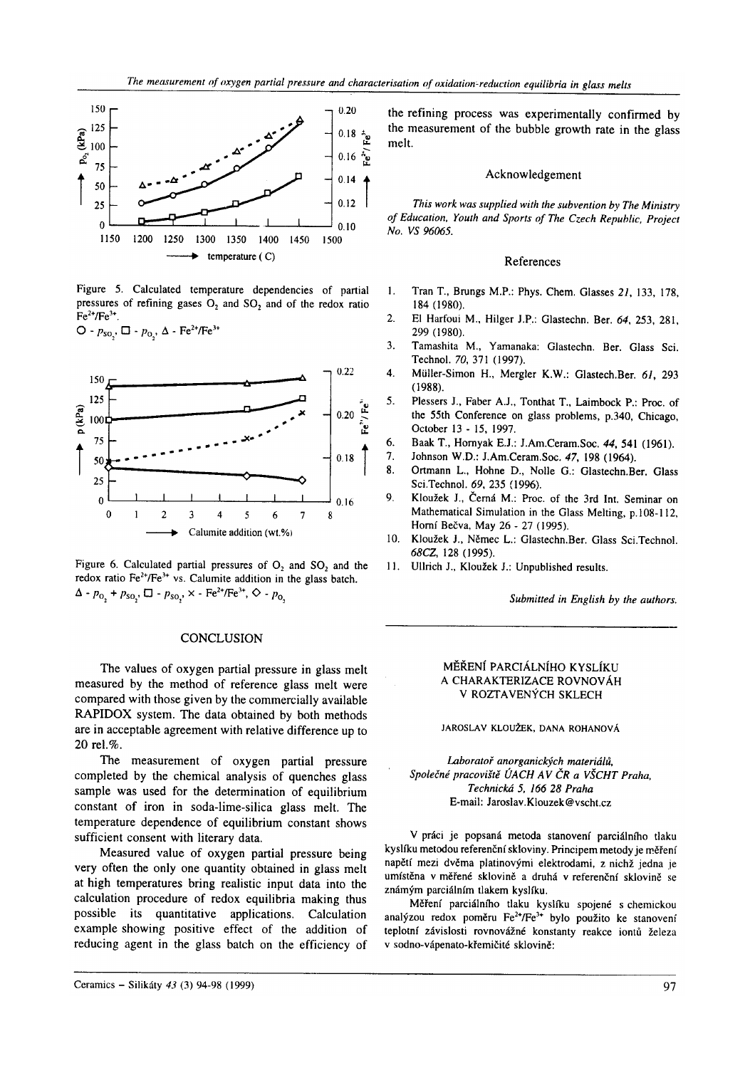Figure 5. Calculated temperature dependencies of partial pressures of refining gases $O_2$ and $SO_2$ and of the redox ratio $Fe^{2+}/Fe^{3+}$.
○ - $p_{SO_2}$, □ - $p_{O_2}$, Δ - $Fe^{2+}/Fe^{3+}$

Figure 6. Calculated partial pressures of $O_2$ and $SO_2$ and the redox ratio $Fe^{2+}/Fe^{3+}$ vs. Calumite addition in the glass batch.
Δ - $p_{O_2} + p_{SO_2}$, □ - $p_{SO_2}$, × - $Fe^{2+}/Fe^{3+}$, ◇ - $p_{O_2}$

## CONCLUSION

The values of oxygen partial pressure in glass melt measured by the method of reference glass melt were compared with those given by the commercially available RAPIDOX system. The data obtained by both methods are in acceptable agreement with relative difference up to 20 rel.%.

The measurement of oxygen partial pressure completed by the chemical analysis of quenches glass sample was used for the determination of equilibrium constant of iron in soda-lime-silica glass melt. The temperature dependence of equilibrium constant shows sufficient consent with literary data.

Measured value of oxygen partial pressure being very often the only one quantity obtained in glass melt at high temperatures bring realistic input data into the calculation procedure of redox equilibria making thus possible its quantitative applications. Calculation example showing positive effect of the addition of reducing agent in the glass batch on the efficiency of the refining process was experimentally confirmed by the measurement of the bubble growth rate in the glass melt.

## Acknowledgement

*This work was supplied with the subvention by The Ministry of Education, Youth and Sports of The Czech Republic, Project No. VS 96065.*

## References

1. Tran T., Brungs M.P.: Phys. Chem. Glasses *21*, 133, 178, 184 (1980).
2. El Harfoui M., Hilger J.P.: Glastechn. Ber. *64*, 253, 281, 299 (1980).
3. Tamashita M., Yamanaka: Glastechn. Ber. Glass Sci. Technol. *70*, 371 (1997).
4. Müller-Simon H., Mergler K.W.: Glastech.Ber. *61*, 293 (1988).
5. Plessers J., Faber A.J., Tonthat T., Laimbock P.: Proc. of the 55th Conference on glass problems, p.340, Chicago, October 13 - 15, 1997.
6. Baak T., Hornyak E.J.: J.Am.Ceram.Soc. *44*, 541 (1961).
7. Johnson W.D.: J.Am.Ceram.Soc. *47*, 198 (1964).
8. Ortmann L., Hohne D., Nolle G.: Glastechn.Ber. Glass Sci.Technol. *69*, 235 (1996).
9. Kloužek J., Černá M.: Proc. of the 3rd Int. Seminar on Mathematical Simulation in the Glass Melting, p.108-112, Horní Bečva, May 26 - 27 (1995).
10. Kloužek J., Němec L.: Glastechn.Ber. Glass Sci.Technol. *68CZ*, 128 (1995).
11. Ullrich J., Kloužek J.: Unpublished results.

*Submitted in English by the authors.*

# MĚŘENÍ PARCIÁLNÍHO KYSLÍKU A CHARAKTERIZACE ROVNOVÁH V ROZTAVENÝCH SKLECH

JAROSLAV KLOUŽEK, DANA ROHANOVÁ

*Laboratoř anorganických materiálů,*
*Společné pracoviště ÚACH AV ČR a VŠCHT Praha,*
*Technická 5, 166 28 Praha*
E-mail: Jaroslav.Klouzek@vscht.cz

V práci je popsaná metoda stanovení parciálního tlaku kyslíku metodou referenční skloviny. Principem metody je měření napětí mezi dvěma platinovými elektrodami, z nichž jedna je umístěna v měřené sklovině a druhá v referenční sklovině se známým parciálním tlakem kyslíku.

Měření parciálního tlaku kyslíku spojené s chemickou analýzou redox poměru $Fe^{2+}/Fe^{3+}$ bylo použito ke stanovení teplotní závislosti rovnovážné konstanty reakce iontů železa v sodno-vápenato-křemičité sklovině: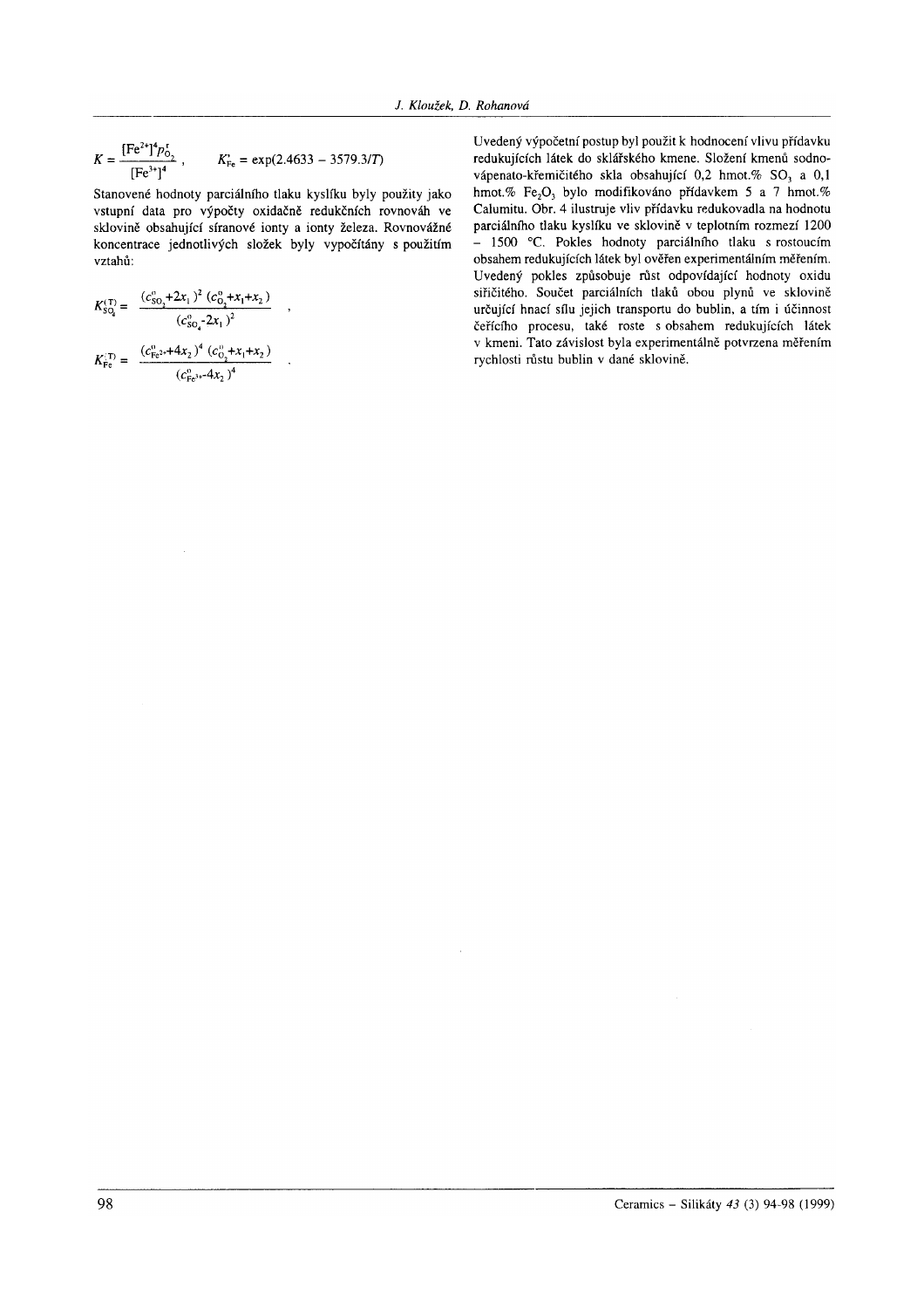$$K = \frac{[Fe^{2+}]^4 p^r_{O_2}}{[Fe^{3+}]^4}, \qquad K'_{Fe} = \exp(2.4633 - 3579.3/T)$$

Stanovené hodnoty parciálního tlaku kyslíku byly použity jako vstupní data pro výpočty oxidačně redukčních rovnováh ve sklovině obsahující síranové ionty a ionty železa. Rovnovážné koncentrace jednotlivých složek byly vypočítány s použitím vztahů:

$$K'^{(T)}_{SO_4} = \frac{(c^0_{SO_2}+2x_1)^2\,(c^0_{O_2}+x_1+x_2)}{(c^0_{SO_4}-2x_1)^2},$$

$$K'^{(T)}_{Fe} = \frac{(c^0_{Fe^{2+}}+4x_2)^4\,(c^0_{O_2}+x_1+x_2)}{(c^0_{Fe^{3+}}-4x_2)^4}.$$

Uvedený výpočetní postup byl použit k hodnocení vlivu přídavku redukujících látek do sklářského kmene. Složení kmenů sodno-vápenato-křemičitého skla obsahující 0,2 hmot.% $SO_3$ a 0,1 hmot.% $Fe_2O_3$ bylo modifikováno přídavkem 5 a 7 hmot.% Calumitu. Obr. 4 ilustruje vliv přídavku redukovadla na hodnotu parciálního tlaku kyslíku ve sklovině v teplotním rozmezí 1200 – 1500 °C. Pokles hodnoty parciálního tlaku s rostoucím obsahem redukujících látek byl ověřen experimentálním měřením. Uvedený pokles způsobuje růst odpovídající hodnoty oxidu siřičitého. Součet parciálních tlaků obou plynů ve sklovině určující hnací sílu jejich transportu do bublin, a tím i účinnost čeřícího procesu, také roste s obsahem redukujících látek v kmeni. Tato závislost byla experimentálně potvrzena měřením rychlosti růstu bublin v dané sklovině.